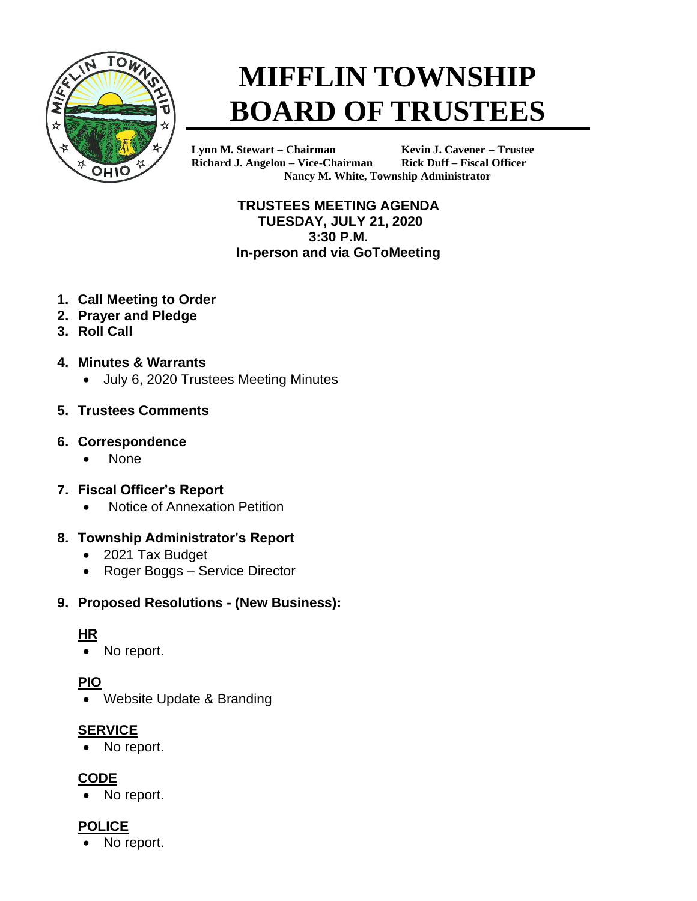# MIFFLIN TOWNSHIP BOARD OF TRUSTEES

**Lynn M. Stewart – Chairman** **Kevin J. Cavener – Trustee**
**Richard J. Angelou – Vice-Chairman** **Rick Duff – Fiscal Officer**
**Nancy M. White, Township Administrator**

**TRUSTEES MEETING AGENDA**
**TUESDAY, JULY 21, 2020**
**3:30 P.M.**
**In-person and via GoToMeeting**

1. **Call Meeting to Order**
2. **Prayer and Pledge**
3. **Roll Call**
4. **Minutes & Warrants**
   - July 6, 2020 Trustees Meeting Minutes
5. **Trustees Comments**
6. **Correspondence**
   - None
7. **Fiscal Officer's Report**
   - Notice of Annexation Petition
8. **Township Administrator's Report**
   - 2021 Tax Budget
   - Roger Boggs – Service Director
9. **Proposed Resolutions - (New Business):**

   **HR**
   - No report.

   **PIO**
   - Website Update & Branding

   **SERVICE**
   - No report.

   **CODE**
   - No report.

   **POLICE**
   - No report.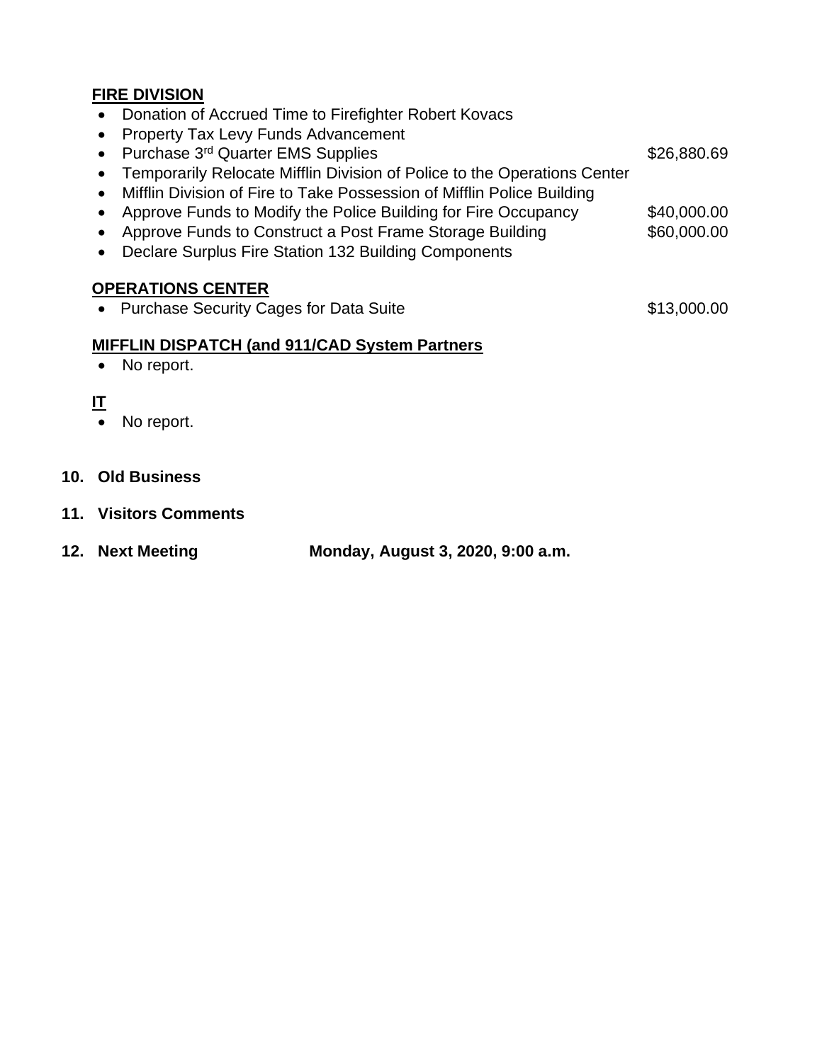**FIRE DIVISION**

- Donation of Accrued Time to Firefighter Robert Kovacs
- Property Tax Levy Funds Advancement
- Purchase 3rd Quarter EMS Supplies — $26,880.69
- Temporarily Relocate Mifflin Division of Police to the Operations Center
- Mifflin Division of Fire to Take Possession of Mifflin Police Building
- Approve Funds to Modify the Police Building for Fire Occupancy — $40,000.00
- Approve Funds to Construct a Post Frame Storage Building — $60,000.00
- Declare Surplus Fire Station 132 Building Components

**OPERATIONS CENTER**

- Purchase Security Cages for Data Suite — $13,000.00

**MIFFLIN DISPATCH (and 911/CAD System Partners**

- No report.

**IT**

- No report.

**10. Old Business**

**11. Visitors Comments**

**12. Next Meeting** **Monday, August 3, 2020, 9:00 a.m.**